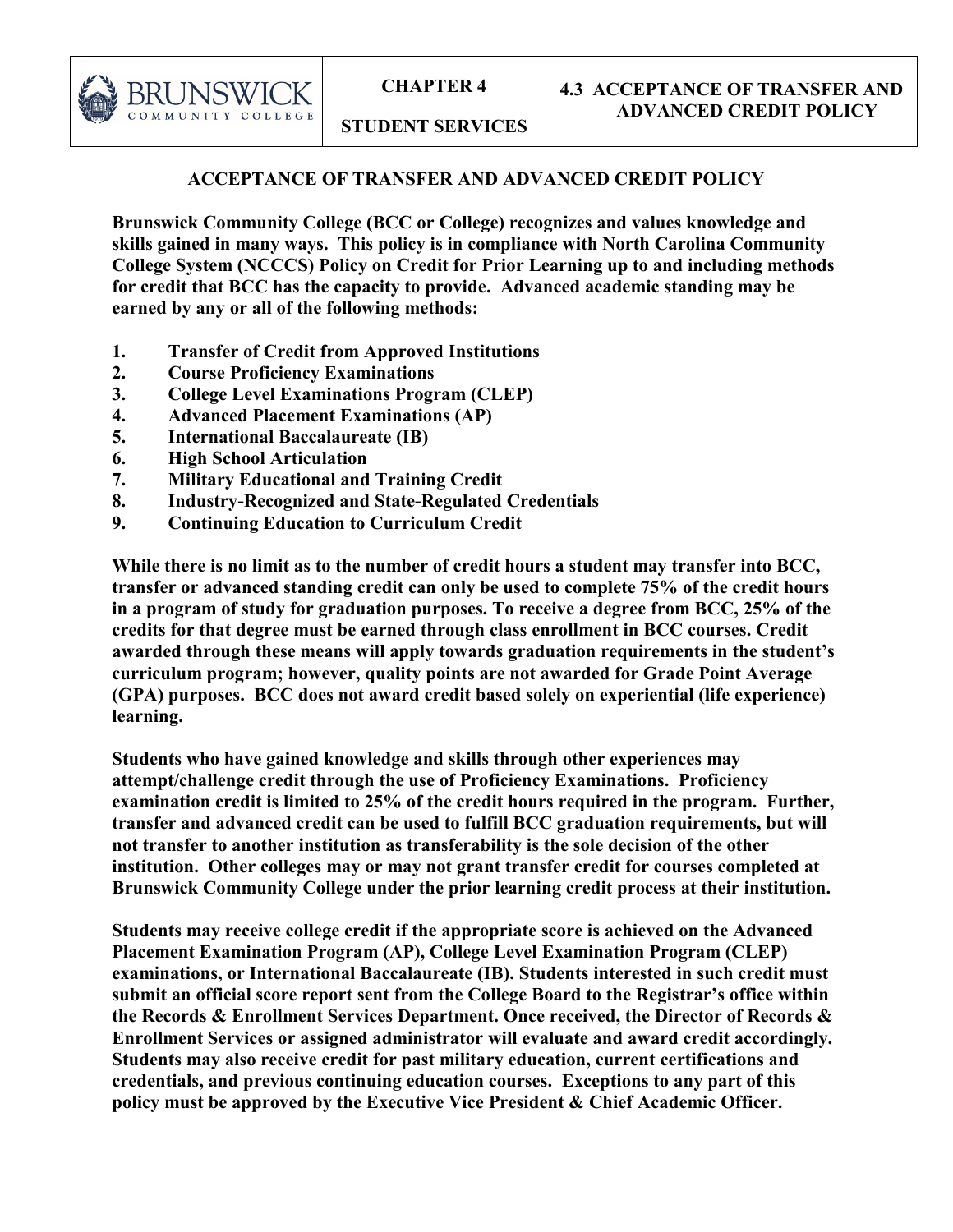# ACCEPTANCE OF TRANSFER AND ADVANCED CREDIT POLICY

**Brunswick Community College (BCC or College) recognizes and values knowledge and skills gained in many ways. This policy is in compliance with North Carolina Community College System (NCCCS) Policy on Credit for Prior Learning up to and including methods for credit that BCC has the capacity to provide. Advanced academic standing may be earned by any or all of the following methods:**

1. **Transfer of Credit from Approved Institutions**
2. **Course Proficiency Examinations**
3. **College Level Examinations Program (CLEP)**
4. **Advanced Placement Examinations (AP)**
5. **International Baccalaureate (IB)**
6. **High School Articulation**
7. **Military Educational and Training Credit**
8. **Industry-Recognized and State-Regulated Credentials**
9. **Continuing Education to Curriculum Credit**

**While there is no limit as to the number of credit hours a student may transfer into BCC, transfer or advanced standing credit can only be used to complete 75% of the credit hours in a program of study for graduation purposes. To receive a degree from BCC, 25% of the credits for that degree must be earned through class enrollment in BCC courses. Credit awarded through these means will apply towards graduation requirements in the student's curriculum program; however, quality points are not awarded for Grade Point Average (GPA) purposes. BCC does not award credit based solely on experiential (life experience) learning.**

**Students who have gained knowledge and skills through other experiences may attempt/challenge credit through the use of Proficiency Examinations. Proficiency examination credit is limited to 25% of the credit hours required in the program. Further, transfer and advanced credit can be used to fulfill BCC graduation requirements, but will not transfer to another institution as transferability is the sole decision of the other institution. Other colleges may or may not grant transfer credit for courses completed at Brunswick Community College under the prior learning credit process at their institution.**

**Students may receive college credit if the appropriate score is achieved on the Advanced Placement Examination Program (AP), College Level Examination Program (CLEP) examinations, or International Baccalaureate (IB). Students interested in such credit must submit an official score report sent from the College Board to the Registrar's office within the Records & Enrollment Services Department. Once received, the Director of Records & Enrollment Services or assigned administrator will evaluate and award credit accordingly. Students may also receive credit for past military education, current certifications and credentials, and previous continuing education courses. Exceptions to any part of this policy must be approved by the Executive Vice President & Chief Academic Officer.**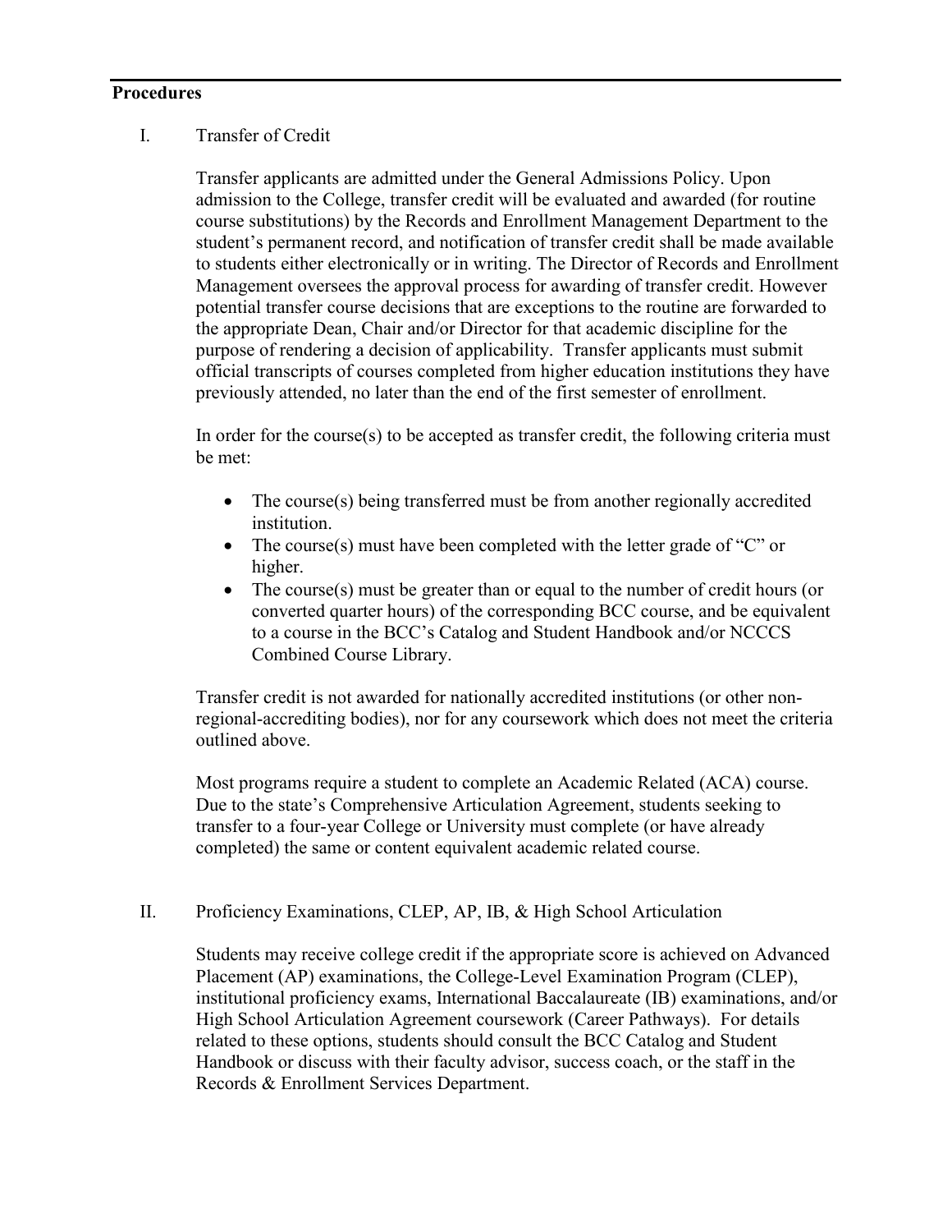**Procedures**

I. Transfer of Credit

Transfer applicants are admitted under the General Admissions Policy. Upon admission to the College, transfer credit will be evaluated and awarded (for routine course substitutions) by the Records and Enrollment Management Department to the student's permanent record, and notification of transfer credit shall be made available to students either electronically or in writing. The Director of Records and Enrollment Management oversees the approval process for awarding of transfer credit. However potential transfer course decisions that are exceptions to the routine are forwarded to the appropriate Dean, Chair and/or Director for that academic discipline for the purpose of rendering a decision of applicability. Transfer applicants must submit official transcripts of courses completed from higher education institutions they have previously attended, no later than the end of the first semester of enrollment.

In order for the course(s) to be accepted as transfer credit, the following criteria must be met:

- The course(s) being transferred must be from another regionally accredited institution.
- The course(s) must have been completed with the letter grade of "C" or higher.
- The course(s) must be greater than or equal to the number of credit hours (or converted quarter hours) of the corresponding BCC course, and be equivalent to a course in the BCC's Catalog and Student Handbook and/or NCCCS Combined Course Library.

Transfer credit is not awarded for nationally accredited institutions (or other non-regional-accrediting bodies), nor for any coursework which does not meet the criteria outlined above.

Most programs require a student to complete an Academic Related (ACA) course. Due to the state's Comprehensive Articulation Agreement, students seeking to transfer to a four-year College or University must complete (or have already completed) the same or content equivalent academic related course.

II. Proficiency Examinations, CLEP, AP, IB, & High School Articulation

Students may receive college credit if the appropriate score is achieved on Advanced Placement (AP) examinations, the College-Level Examination Program (CLEP), institutional proficiency exams, International Baccalaureate (IB) examinations, and/or High School Articulation Agreement coursework (Career Pathways). For details related to these options, students should consult the BCC Catalog and Student Handbook or discuss with their faculty advisor, success coach, or the staff in the Records & Enrollment Services Department.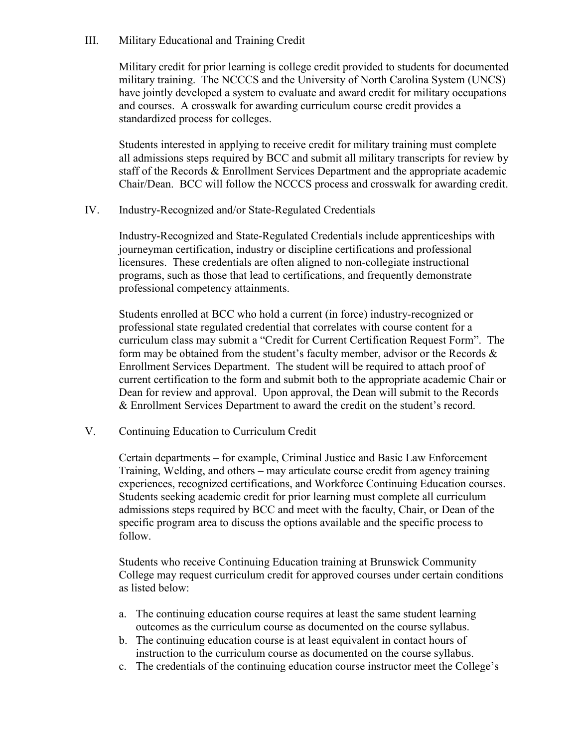## III. Military Educational and Training Credit

Military credit for prior learning is college credit provided to students for documented military training. The NCCCS and the University of North Carolina System (UNCS) have jointly developed a system to evaluate and award credit for military occupations and courses. A crosswalk for awarding curriculum course credit provides a standardized process for colleges.

Students interested in applying to receive credit for military training must complete all admissions steps required by BCC and submit all military transcripts for review by staff of the Records & Enrollment Services Department and the appropriate academic Chair/Dean. BCC will follow the NCCCS process and crosswalk for awarding credit.

## IV. Industry-Recognized and/or State-Regulated Credentials

Industry-Recognized and State-Regulated Credentials include apprenticeships with journeyman certification, industry or discipline certifications and professional licensures. These credentials are often aligned to non-collegiate instructional programs, such as those that lead to certifications, and frequently demonstrate professional competency attainments.

Students enrolled at BCC who hold a current (in force) industry-recognized or professional state regulated credential that correlates with course content for a curriculum class may submit a "Credit for Current Certification Request Form". The form may be obtained from the student's faculty member, advisor or the Records & Enrollment Services Department. The student will be required to attach proof of current certification to the form and submit both to the appropriate academic Chair or Dean for review and approval. Upon approval, the Dean will submit to the Records & Enrollment Services Department to award the credit on the student's record.

## V. Continuing Education to Curriculum Credit

Certain departments – for example, Criminal Justice and Basic Law Enforcement Training, Welding, and others – may articulate course credit from agency training experiences, recognized certifications, and Workforce Continuing Education courses. Students seeking academic credit for prior learning must complete all curriculum admissions steps required by BCC and meet with the faculty, Chair, or Dean of the specific program area to discuss the options available and the specific process to follow.

Students who receive Continuing Education training at Brunswick Community College may request curriculum credit for approved courses under certain conditions as listed below:

a. The continuing education course requires at least the same student learning outcomes as the curriculum course as documented on the course syllabus.
b. The continuing education course is at least equivalent in contact hours of instruction to the curriculum course as documented on the course syllabus.
c. The credentials of the continuing education course instructor meet the College's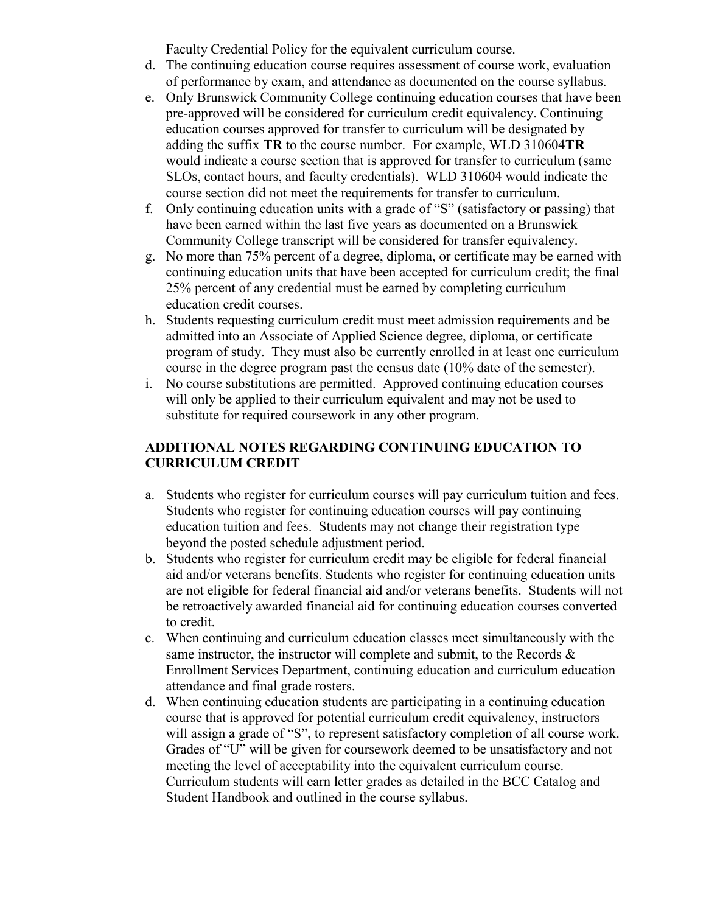Faculty Credential Policy for the equivalent curriculum course.

d. The continuing education course requires assessment of course work, evaluation of performance by exam, and attendance as documented on the course syllabus.
e. Only Brunswick Community College continuing education courses that have been pre-approved will be considered for curriculum credit equivalency. Continuing education courses approved for transfer to curriculum will be designated by adding the suffix **TR** to the course number. For example, WLD 310604**TR** would indicate a course section that is approved for transfer to curriculum (same SLOs, contact hours, and faculty credentials). WLD 310604 would indicate the course section did not meet the requirements for transfer to curriculum.
f. Only continuing education units with a grade of "S" (satisfactory or passing) that have been earned within the last five years as documented on a Brunswick Community College transcript will be considered for transfer equivalency.
g. No more than 75% percent of a degree, diploma, or certificate may be earned with continuing education units that have been accepted for curriculum credit; the final 25% percent of any credential must be earned by completing curriculum education credit courses.
h. Students requesting curriculum credit must meet admission requirements and be admitted into an Associate of Applied Science degree, diploma, or certificate program of study. They must also be currently enrolled in at least one curriculum course in the degree program past the census date (10% date of the semester).
i. No course substitutions are permitted. Approved continuing education courses will only be applied to their curriculum equivalent and may not be used to substitute for required coursework in any other program.

**ADDITIONAL NOTES REGARDING CONTINUING EDUCATION TO CURRICULUM CREDIT**

a. Students who register for curriculum courses will pay curriculum tuition and fees. Students who register for continuing education courses will pay continuing education tuition and fees. Students may not change their registration type beyond the posted schedule adjustment period.
b. Students who register for curriculum credit <u>may</u> be eligible for federal financial aid and/or veterans benefits. Students who register for continuing education units are not eligible for federal financial aid and/or veterans benefits. Students will not be retroactively awarded financial aid for continuing education courses converted to credit.
c. When continuing and curriculum education classes meet simultaneously with the same instructor, the instructor will complete and submit, to the Records & Enrollment Services Department, continuing education and curriculum education attendance and final grade rosters.
d. When continuing education students are participating in a continuing education course that is approved for potential curriculum credit equivalency, instructors will assign a grade of "S", to represent satisfactory completion of all course work. Grades of "U" will be given for coursework deemed to be unsatisfactory and not meeting the level of acceptability into the equivalent curriculum course. Curriculum students will earn letter grades as detailed in the BCC Catalog and Student Handbook and outlined in the course syllabus.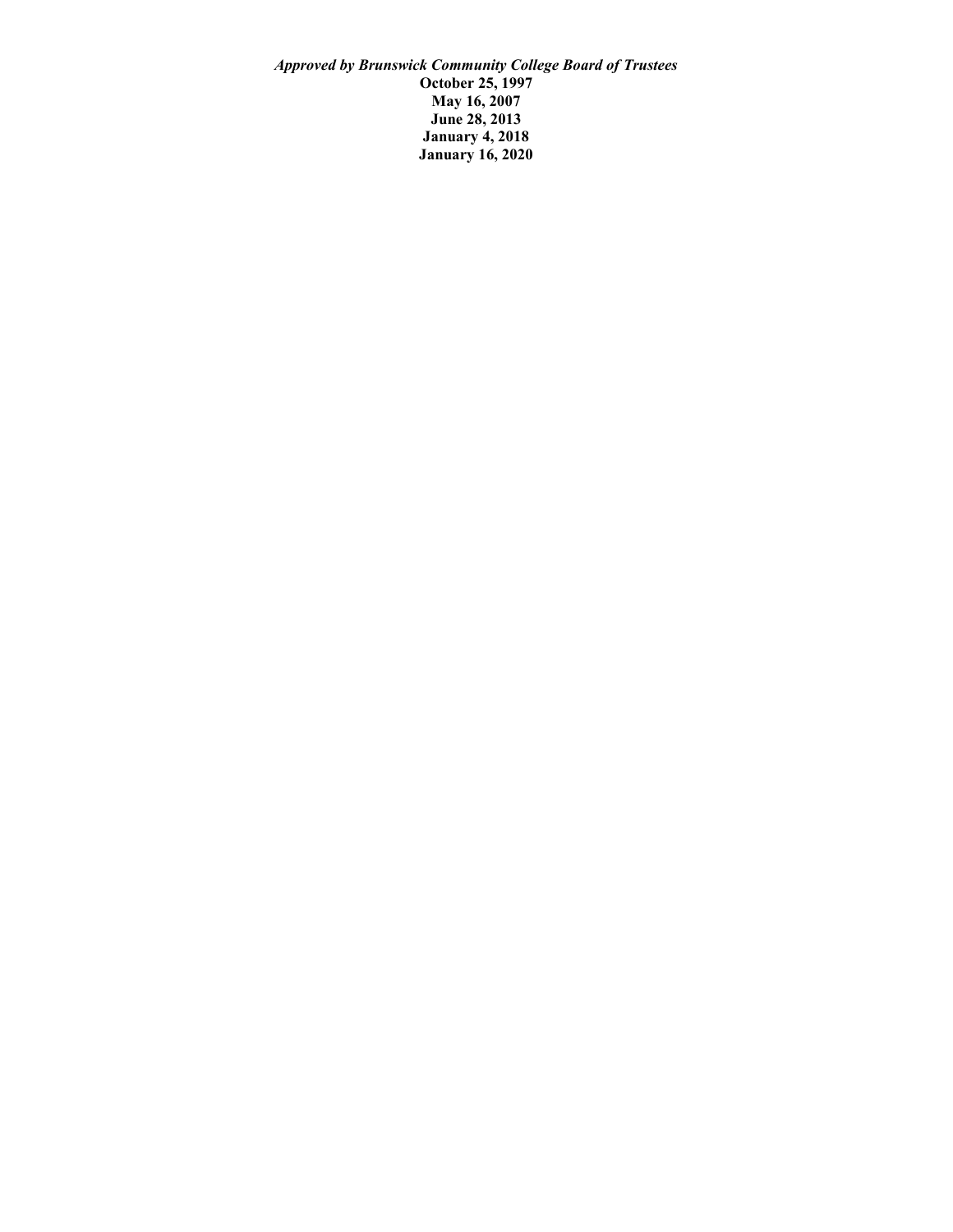***Approved by Brunswick Community College Board of Trustees***

**October 25, 1997**

**May 16, 2007**

**June 28, 2013**

**January 4, 2018**

**January 16, 2020**